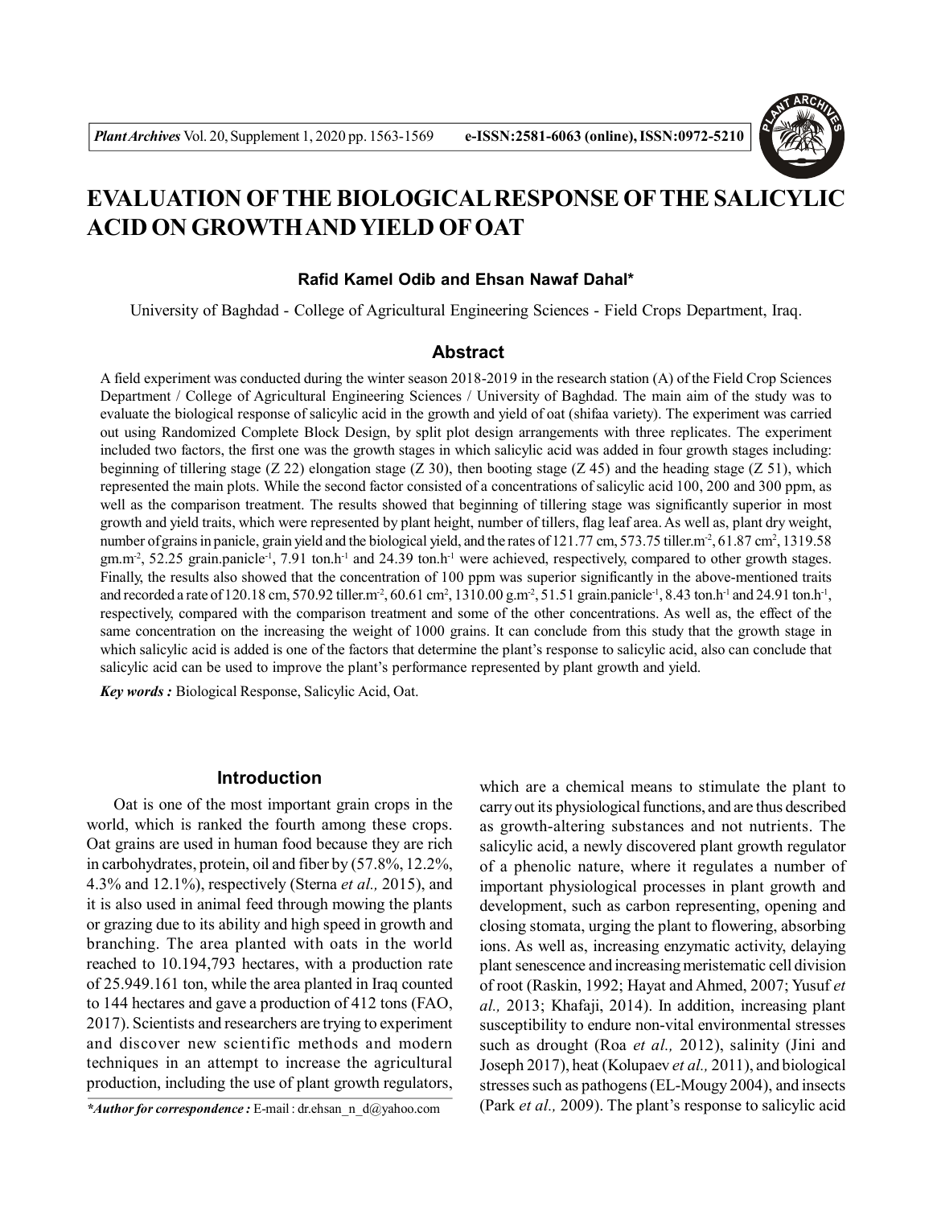# EVALUATION OF THE BIOLOGICAL RESPONSE OF THE SALICYLIC ACID ON GROWTH AND YIELD OF OAT

**Rafid Kamel Odib and Ehsan Nawaf Dahal***

University of Baghdad - College of Agricultural Engineering Sciences - Field Crops Department, Iraq.

## Abstract

A field experiment was conducted during the winter season 2018-2019 in the research station (A) of the Field Crop Sciences Department / College of Agricultural Engineering Sciences / University of Baghdad. The main aim of the study was to evaluate the biological response of salicylic acid in the growth and yield of oat (shifaa variety). The experiment was carried out using Randomized Complete Block Design, by split plot design arrangements with three replicates. The experiment included two factors, the first one was the growth stages in which salicylic acid was added in four growth stages including: beginning of tillering stage (Z 22) elongation stage (Z 30), then booting stage (Z 45) and the heading stage (Z 51), which represented the main plots. While the second factor consisted of a concentrations of salicylic acid 100, 200 and 300 ppm, as well as the comparison treatment. The results showed that beginning of tillering stage was significantly superior in most growth and yield traits, which were represented by plant height, number of tillers, flag leaf area. As well as, plant dry weight, number of grains in panicle, grain yield and the biological yield, and the rates of 121.77 cm, 573.75 tiller.$m^{-2}$, 61.87 $cm^2$, 1319.58 gm.$m^{-2}$, 52.25 grain.$panicle^{-1}$, 7.91 ton.$h^{-1}$ and 24.39 ton.$h^{-1}$ were achieved, respectively, compared to other growth stages. Finally, the results also showed that the concentration of 100 ppm was superior significantly in the above-mentioned traits and recorded a rate of 120.18 cm, 570.92 tiller.$m^{-2}$, 60.61 $cm^2$, 1310.00 g.$m^{-2}$, 51.51 grain.$panicle^{-1}$, 8.43 ton.$h^{-1}$ and 24.91 ton.$h^{-1}$, respectively, compared with the comparison treatment and some of the other concentrations. As well as, the effect of the same concentration on the increasing the weight of 1000 grains. It can conclude from this study that the growth stage in which salicylic acid is added is one of the factors that determine the plant's response to salicylic acid, also can conclude that salicylic acid can be used to improve the plant's performance represented by plant growth and yield.

***Key words :*** Biological Response, Salicylic Acid, Oat.

## Introduction

Oat is one of the most important grain crops in the world, which is ranked the fourth among these crops. Oat grains are used in human food because they are rich in carbohydrates, protein, oil and fiber by (57.8%, 12.2%, 4.3% and 12.1%), respectively (Sterna *et al.,* 2015), and it is also used in animal feed through mowing the plants or grazing due to its ability and high speed in growth and branching. The area planted with oats in the world reached to 10.194,793 hectares, with a production rate of 25.949.161 ton, while the area planted in Iraq counted to 144 hectares and gave a production of 412 tons (FAO, 2017). Scientists and researchers are trying to experiment and discover new scientific methods and modern techniques in an attempt to increase the agricultural production, including the use of plant growth regulators, which are a chemical means to stimulate the plant to carry out its physiological functions, and are thus described as growth-altering substances and not nutrients. The salicylic acid, a newly discovered plant growth regulator of a phenolic nature, where it regulates a number of important physiological processes in plant growth and development, such as carbon representing, opening and closing stomata, urging the plant to flowering, absorbing ions. As well as, increasing enzymatic activity, delaying plant senescence and increasing meristematic cell division of root (Raskin, 1992; Hayat and Ahmed, 2007; Yusuf *et al.,* 2013; Khafaji, 2014). In addition, increasing plant susceptibility to endure non-vital environmental stresses such as drought (Roa *et al.,* 2012), salinity (Jini and Joseph 2017), heat (Kolupaev *et al.,* 2011), and biological stresses such as pathogens (EL-Mougy 2004), and insects (Park *et al.,* 2009). The plant's response to salicylic acid

****Author for correspondence :*** E-mail : dr.ehsan_n_d@yahoo.com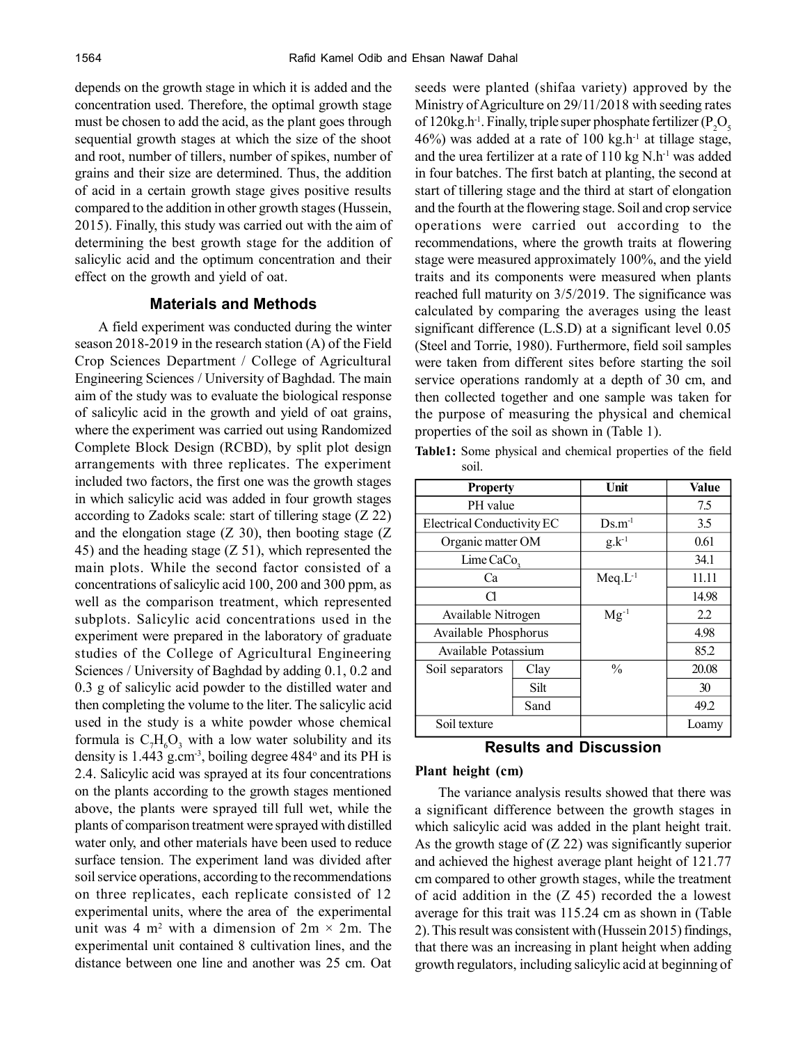depends on the growth stage in which it is added and the concentration used. Therefore, the optimal growth stage must be chosen to add the acid, as the plant goes through sequential growth stages at which the size of the shoot and root, number of tillers, number of spikes, number of grains and their size are determined. Thus, the addition of acid in a certain growth stage gives positive results compared to the addition in other growth stages (Hussein, 2015). Finally, this study was carried out with the aim of determining the best growth stage for the addition of salicylic acid and the optimum concentration and their effect on the growth and yield of oat.

## Materials and Methods

A field experiment was conducted during the winter season 2018-2019 in the research station (A) of the Field Crop Sciences Department / College of Agricultural Engineering Sciences / University of Baghdad. The main aim of the study was to evaluate the biological response of salicylic acid in the growth and yield of oat grains, where the experiment was carried out using Randomized Complete Block Design (RCBD), by split plot design arrangements with three replicates. The experiment included two factors, the first one was the growth stages in which salicylic acid was added in four growth stages according to Zadoks scale: start of tillering stage (Z 22) and the elongation stage (Z 30), then booting stage (Z 45) and the heading stage (Z 51), which represented the main plots. While the second factor consisted of a concentrations of salicylic acid 100, 200 and 300 ppm, as well as the comparison treatment, which represented subplots. Salicylic acid concentrations used in the experiment were prepared in the laboratory of graduate studies of the College of Agricultural Engineering Sciences / University of Baghdad by adding 0.1, 0.2 and 0.3 g of salicylic acid powder to the distilled water and then completing the volume to the liter. The salicylic acid used in the study is a white powder whose chemical formula is $C_7H_6O_3$ with a low water solubility and its density is 1.443 g.cm$^{-3}$, boiling degree 484$^{o}$ and its PH is 2.4. Salicylic acid was sprayed at its four concentrations on the plants according to the growth stages mentioned above, the plants were sprayed till full wet, while the plants of comparison treatment were sprayed with distilled water only, and other materials have been used to reduce surface tension. The experiment land was divided after soil service operations, according to the recommendations on three replicates, each replicate consisted of 12 experimental units, where the area of the experimental unit was 4 m$^2$ with a dimension of 2m × 2m. The experimental unit contained 8 cultivation lines, and the distance between one line and another was 25 cm. Oat seeds were planted (shifaa variety) approved by the Ministry of Agriculture on 29/11/2018 with seeding rates of 120kg.h$^{-1}$. Finally, triple super phosphate fertilizer ($P_2O_5$ 46%) was added at a rate of 100 kg.h$^{-1}$ at tillage stage, and the urea fertilizer at a rate of 110 kg N.h$^{-1}$ was added in four batches. The first batch at planting, the second at start of tillering stage and the third at start of elongation and the fourth at the flowering stage. Soil and crop service operations were carried out according to the recommendations, where the growth traits at flowering stage were measured approximately 100%, and the yield traits and its components were measured when plants reached full maturity on 3/5/2019. The significance was calculated by comparing the averages using the least significant difference (L.S.D) at a significant level 0.05 (Steel and Torrie, 1980). Furthermore, field soil samples were taken from different sites before starting the soil service operations randomly at a depth of 30 cm, and then collected together and one sample was taken for the purpose of measuring the physical and chemical properties of the soil as shown in (Table 1).

**Table1:** Some physical and chemical properties of the field soil.

| Property | | Unit | Value |
|---|---|---|---|
| PH value | | | 7.5 |
| Electrical Conductivity EC | | Ds.m$^{-1}$ | 3.5 |
| Organic matter OM | | g.k$^{-1}$ | 0.61 |
| Lime $CaCo_3$ | | | 34.1 |
| Ca | | Meq.L$^{-1}$ | 11.11 |
| Cl | | | 14.98 |
| Available Nitrogen | | Mg$^{-1}$ | 2.2 |
| Available Phosphorus | | | 4.98 |
| Available Potassium | | | 85.2 |
| Soil separators | Clay | % | 20.08 |
| | Silt | | 30 |
| | Sand | | 49.2 |
| Soil texture | | | Loamy |

## Results and Discussion

### Plant height (cm)

The variance analysis results showed that there was a significant difference between the growth stages in which salicylic acid was added in the plant height trait. As the growth stage of (Z 22) was significantly superior and achieved the highest average plant height of 121.77 cm compared to other growth stages, while the treatment of acid addition in the (Z 45) recorded the a lowest average for this trait was 115.24 cm as shown in (Table 2). This result was consistent with (Hussein 2015) findings, that there was an increasing in plant height when adding growth regulators, including salicylic acid at beginning of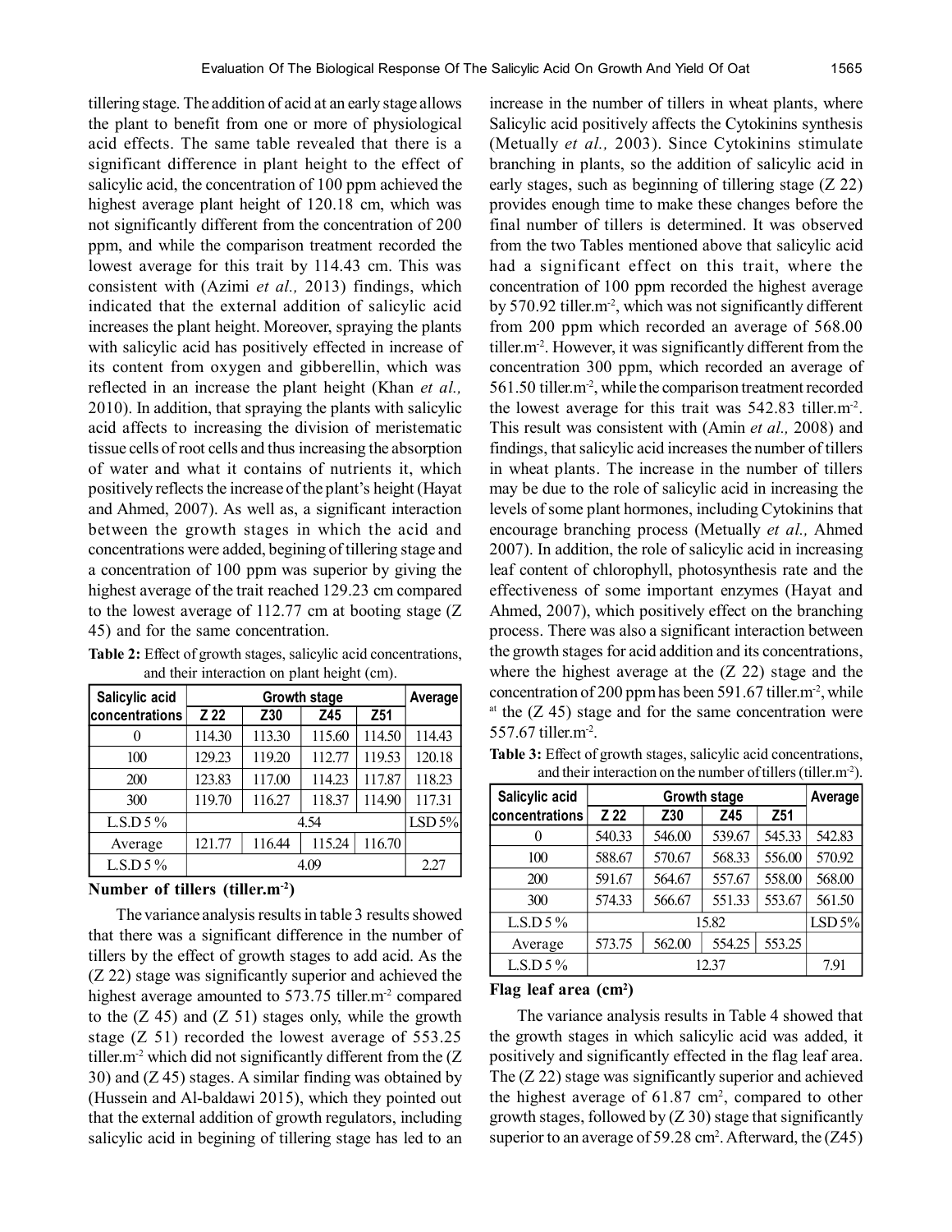tillering stage. The addition of acid at an early stage allows the plant to benefit from one or more of physiological acid effects. The same table revealed that there is a significant difference in plant height to the effect of salicylic acid, the concentration of 100 ppm achieved the highest average plant height of 120.18 cm, which was not significantly different from the concentration of 200 ppm, and while the comparison treatment recorded the lowest average for this trait by 114.43 cm. This was consistent with (Azimi *et al.,* 2013) findings, which indicated that the external addition of salicylic acid increases the plant height. Moreover, spraying the plants with salicylic acid has positively effected in increase of its content from oxygen and gibberellin, which was reflected in an increase the plant height (Khan *et al.,* 2010). In addition, that spraying the plants with salicylic acid affects to increasing the division of meristematic tissue cells of root cells and thus increasing the absorption of water and what it contains of nutrients it, which positively reflects the increase of the plant's height (Hayat and Ahmed, 2007). As well as, a significant interaction between the growth stages in which the acid and concentrations were added, begining of tillering stage and a concentration of 100 ppm was superior by giving the highest average of the trait reached 129.23 cm compared to the lowest average of 112.77 cm at booting stage (Z 45) and for the same concentration.

**Table 2:** Effect of growth stages, salicylic acid concentrations, and their interaction on plant height (cm).

| Salicylic acid concentrations | Growth stage | | | | Average |
|---|---|---|---|---|---|
| | Z 22 | Z30 | Z45 | Z51 | |
| 0 | 114.30 | 113.30 | 115.60 | 114.50 | 114.43 |
| 100 | 129.23 | 119.20 | 112.77 | 119.53 | 120.18 |
| 200 | 123.83 | 117.00 | 114.23 | 117.87 | 118.23 |
| 300 | 119.70 | 116.27 | 118.37 | 114.90 | 117.31 |
| L.S.D 5 % | 4.54 | | | | LSD 5% |
| Average | 121.77 | 116.44 | 115.24 | 116.70 | |
| L.S.D 5 % | 4.09 | | | | 2.27 |

### Number of tillers (tiller.m$^{-2}$)

The variance analysis results in table 3 results showed that there was a significant difference in the number of tillers by the effect of growth stages to add acid. As the (Z 22) stage was significantly superior and achieved the highest average amounted to 573.75 tiller.m$^{-2}$ compared to the (Z 45) and (Z 51) stages only, while the growth stage (Z 51) recorded the lowest average of 553.25 tiller.m$^{-2}$ which did not significantly different from the (Z 30) and (Z 45) stages. A similar finding was obtained by (Hussein and Al-baldawi 2015), which they pointed out that the external addition of growth regulators, including salicylic acid in begining of tillering stage has led to an increase in the number of tillers in wheat plants, where Salicylic acid positively affects the Cytokinins synthesis (Metually *et al.,* 2003). Since Cytokinins stimulate branching in plants, so the addition of salicylic acid in early stages, such as beginning of tillering stage (Z 22) provides enough time to make these changes before the final number of tillers is determined. It was observed from the two Tables mentioned above that salicylic acid had a significant effect on this trait, where the concentration of 100 ppm recorded the highest average by 570.92 tiller.m$^{-2}$, which was not significantly different from 200 ppm which recorded an average of 568.00 tiller.m$^{-2}$. However, it was significantly different from the concentration 300 ppm, which recorded an average of 561.50 tiller.m$^{-2}$, while the comparison treatment recorded the lowest average for this trait was 542.83 tiller.m$^{-2}$. This result was consistent with (Amin *et al.,* 2008) and findings, that salicylic acid increases the number of tillers in wheat plants. The increase in the number of tillers may be due to the role of salicylic acid in increasing the levels of some plant hormones, including Cytokinins that encourage branching process (Metually *et al.,* Ahmed 2007). In addition, the role of salicylic acid in increasing leaf content of chlorophyll, photosynthesis rate and the effectiveness of some important enzymes (Hayat and Ahmed, 2007), which positively effect on the branching process. There was also a significant interaction between the growth stages for acid addition and its concentrations, where the highest average at the (Z 22) stage and the concentration of 200 ppm has been 591.67 tiller.m$^{-2}$, while at the (Z 45) stage and for the same concentration were 557.67 tiller.m$^{-2}$.

**Table 3:** Effect of growth stages, salicylic acid concentrations, and their interaction on the number of tillers (tiller.m$^{-2}$).

| Salicylic acid concentrations | Growth stage | | | | Average |
|---|---|---|---|---|---|
| | Z 22 | Z30 | Z45 | Z51 | |
| 0 | 540.33 | 546.00 | 539.67 | 545.33 | 542.83 |
| 100 | 588.67 | 570.67 | 568.33 | 556.00 | 570.92 |
| 200 | 591.67 | 564.67 | 557.67 | 558.00 | 568.00 |
| 300 | 574.33 | 566.67 | 551.33 | 553.67 | 561.50 |
| L.S.D 5 % | 15.82 | | | | LSD 5% |
| Average | 573.75 | 562.00 | 554.25 | 553.25 | |
| L.S.D 5 % | 12.37 | | | | 7.91 |

### Flag leaf area (cm²)

The variance analysis results in Table 4 showed that the growth stages in which salicylic acid was added, it positively and significantly effected in the flag leaf area. The (Z 22) stage was significantly superior and achieved the highest average of 61.87 cm$^2$, compared to other growth stages, followed by (Z 30) stage that significantly superior to an average of 59.28 cm$^2$. Afterward, the (Z45)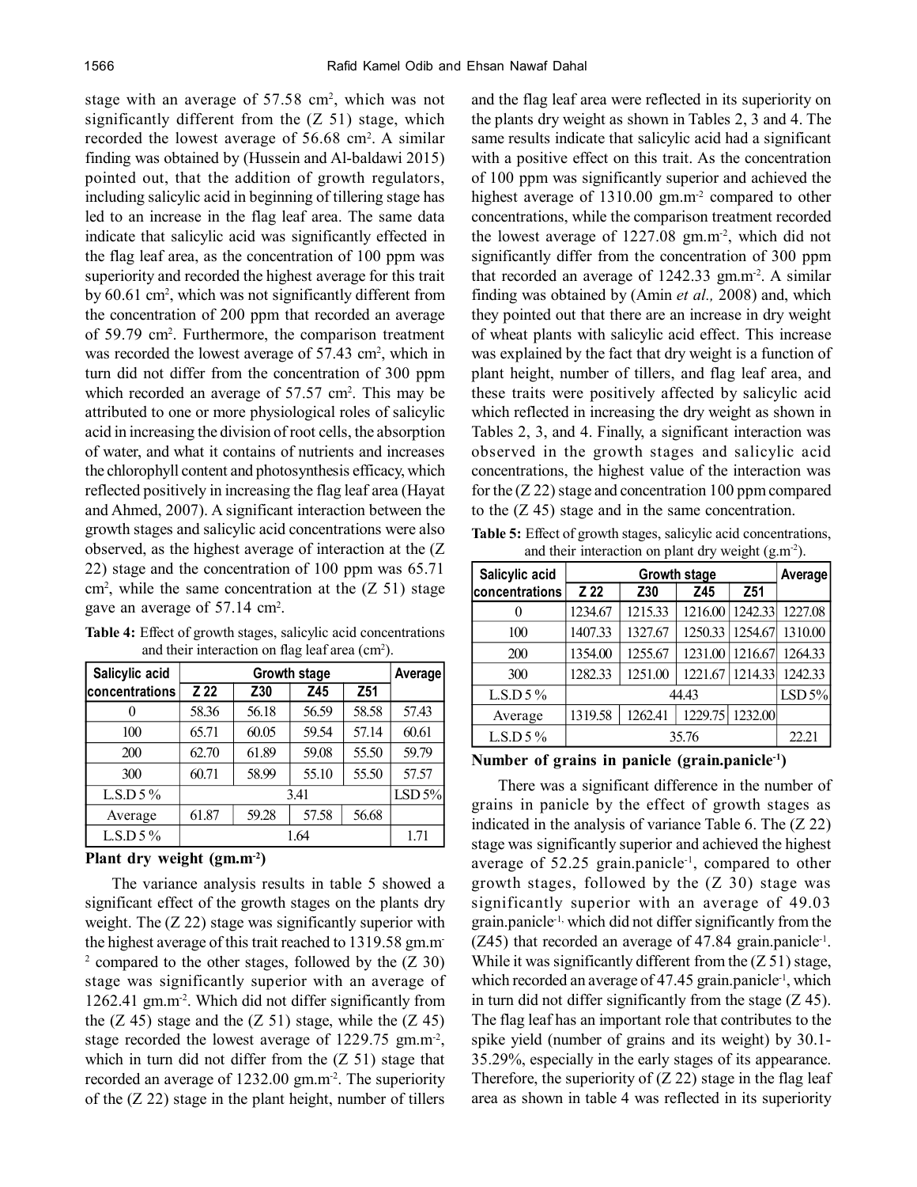stage with an average of 57.58 $cm^2$, which was not significantly different from the (Z 51) stage, which recorded the lowest average of 56.68 $cm^2$. A similar finding was obtained by (Hussein and Al-baldawi 2015) pointed out, that the addition of growth regulators, including salicylic acid in beginning of tillering stage has led to an increase in the flag leaf area. The same data indicate that salicylic acid was significantly effected in the flag leaf area, as the concentration of 100 ppm was superiority and recorded the highest average for this trait by 60.61 $cm^2$, which was not significantly different from the concentration of 200 ppm that recorded an average of 59.79 $cm^2$. Furthermore, the comparison treatment was recorded the lowest average of 57.43 $cm^2$, which in turn did not differ from the concentration of 300 ppm which recorded an average of 57.57 $cm^2$. This may be attributed to one or more physiological roles of salicylic acid in increasing the division of root cells, the absorption of water, and what it contains of nutrients and increases the chlorophyll content and photosynthesis efficacy, which reflected positively in increasing the flag leaf area (Hayat and Ahmed, 2007). A significant interaction between the growth stages and salicylic acid concentrations were also observed, as the highest average of interaction at the (Z 22) stage and the concentration of 100 ppm was 65.71 $cm^2$, while the same concentration at the (Z 51) stage gave an average of 57.14 $cm^2$.

**Table 4:** Effect of growth stages, salicylic acid concentrations and their interaction on flag leaf area ($cm^2$).

| Salicylic acid concentrations | Growth stage | | | | Average |
|---|---|---|---|---|---|
| | Z 22 | Z30 | Z45 | Z51 | |
| 0 | 58.36 | 56.18 | 56.59 | 58.58 | 57.43 |
| 100 | 65.71 | 60.05 | 59.54 | 57.14 | 60.61 |
| 200 | 62.70 | 61.89 | 59.08 | 55.50 | 59.79 |
| 300 | 60.71 | 58.99 | 55.10 | 55.50 | 57.57 |
| L.S.D 5 % | 3.41 | | | | LSD 5% |
| Average | 61.87 | 59.28 | 57.58 | 56.68 | |
| L.S.D 5 % | 1.64 | | | | 1.71 |

### Plant dry weight ($gm.m^{-2}$)

The variance analysis results in table 5 showed a significant effect of the growth stages on the plants dry weight. The (Z 22) stage was significantly superior with the highest average of this trait reached to 1319.58 $gm.m^{-2}$ compared to the other stages, followed by the (Z 30) stage was significantly superior with an average of 1262.41 $gm.m^{-2}$. Which did not differ significantly from the (Z 45) stage and the (Z 51) stage, while the (Z 45) stage recorded the lowest average of 1229.75 $gm.m^{-2}$, which in turn did not differ from the (Z 51) stage that recorded an average of 1232.00 $gm.m^{-2}$. The superiority of the (Z 22) stage in the plant height, number of tillers and the flag leaf area were reflected in its superiority on the plants dry weight as shown in Tables 2, 3 and 4. The same results indicate that salicylic acid had a significant with a positive effect on this trait. As the concentration of 100 ppm was significantly superior and achieved the highest average of 1310.00 $gm.m^{-2}$ compared to other concentrations, while the comparison treatment recorded the lowest average of 1227.08 $gm.m^{-2}$, which did not significantly differ from the concentration of 300 ppm that recorded an average of 1242.33 $gm.m^{-2}$. A similar finding was obtained by (Amin *et al.,* 2008) and, which they pointed out that there are an increase in dry weight of wheat plants with salicylic acid effect. This increase was explained by the fact that dry weight is a function of plant height, number of tillers, and flag leaf area, and these traits were positively affected by salicylic acid which reflected in increasing the dry weight as shown in Tables 2, 3, and 4. Finally, a significant interaction was observed in the growth stages and salicylic acid concentrations, the highest value of the interaction was for the (Z 22) stage and concentration 100 ppm compared to the (Z 45) stage and in the same concentration.

**Table 5:** Effect of growth stages, salicylic acid concentrations, and their interaction on plant dry weight ($g.m^{-2}$).

| Salicylic acid concentrations | Growth stage | | | | Average |
|---|---|---|---|---|---|
| | Z 22 | Z30 | Z45 | Z51 | |
| 0 | 1234.67 | 1215.33 | 1216.00 | 1242.33 | 1227.08 |
| 100 | 1407.33 | 1327.67 | 1250.33 | 1254.67 | 1310.00 |
| 200 | 1354.00 | 1255.67 | 1231.00 | 1216.67 | 1264.33 |
| 300 | 1282.33 | 1251.00 | 1221.67 | 1214.33 | 1242.33 |
| L.S.D 5 % | 44.43 | | | | LSD 5% |
| Average | 1319.58 | 1262.41 | 1229.75 | 1232.00 | |
| L.S.D 5 % | 35.76 | | | | 22.21 |

### Number of grains in panicle ($grain.panicle^{-1}$)

There was a significant difference in the number of grains in panicle by the effect of growth stages as indicated in the analysis of variance Table 6. The (Z 22) stage was significantly superior and achieved the highest average of 52.25 $grain.panicle^{-1}$, compared to other growth stages, followed by the (Z 30) stage was significantly superior with an average of 49.03 $grain.panicle^{-1}$, which did not differ significantly from the (Z45) that recorded an average of 47.84 $grain.panicle^{-1}$. While it was significantly different from the (Z 51) stage, which recorded an average of 47.45 $grain.panicle^{-1}$, which in turn did not differ significantly from the stage (Z 45). The flag leaf has an important role that contributes to the spike yield (number of grains and its weight) by 30.1-35.29%, especially in the early stages of its appearance. Therefore, the superiority of (Z 22) stage in the flag leaf area as shown in table 4 was reflected in its superiority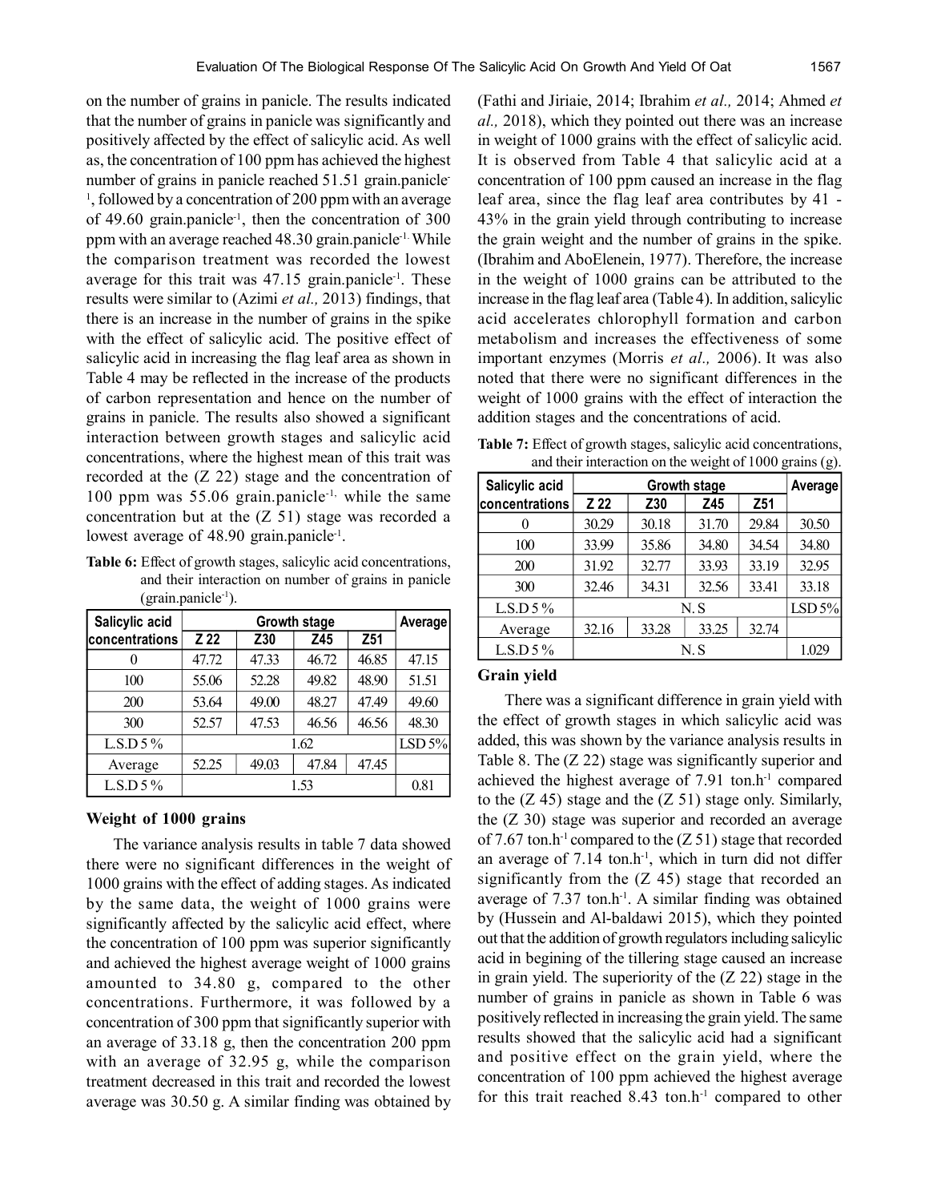on the number of grains in panicle. The results indicated that the number of grains in panicle was significantly and positively affected by the effect of salicylic acid. As well as, the concentration of 100 ppm has achieved the highest number of grains in panicle reached 51.51 grain.panicle$^{-1}$, followed by a concentration of 200 ppm with an average of 49.60 grain.panicle$^{-1}$, then the concentration of 300 ppm with an average reached 48.30 grain.panicle$^{-1}$. While the comparison treatment was recorded the lowest average for this trait was 47.15 grain.panicle$^{-1}$. These results were similar to (Azimi *et al.,* 2013) findings, that there is an increase in the number of grains in the spike with the effect of salicylic acid. The positive effect of salicylic acid in increasing the flag leaf area as shown in Table 4 may be reflected in the increase of the products of carbon representation and hence on the number of grains in panicle. The results also showed a significant interaction between growth stages and salicylic acid concentrations, where the highest mean of this trait was recorded at the (Z 22) stage and the concentration of 100 ppm was 55.06 grain.panicle$^{-1}$, while the same concentration but at the (Z 51) stage was recorded a lowest average of 48.90 grain.panicle$^{-1}$.

**Table 6:** Effect of growth stages, salicylic acid concentrations, and their interaction on number of grains in panicle (grain.panicle$^{-1}$).

| Salicylic acid concentrations | Growth stage | | | | Average |
|---|---|---|---|---|---|
| | Z 22 | Z30 | Z45 | Z51 | |
| 0 | 47.72 | 47.33 | 46.72 | 46.85 | 47.15 |
| 100 | 55.06 | 52.28 | 49.82 | 48.90 | 51.51 |
| 200 | 53.64 | 49.00 | 48.27 | 47.49 | 49.60 |
| 300 | 52.57 | 47.53 | 46.56 | 46.56 | 48.30 |
| L.S.D 5 % | 1.62 | | | | LSD 5% |
| Average | 52.25 | 49.03 | 47.84 | 47.45 | |
| L.S.D 5 % | 1.53 | | | | 0.81 |

### Weight of 1000 grains

The variance analysis results in table 7 data showed there were no significant differences in the weight of 1000 grains with the effect of adding stages. As indicated by the same data, the weight of 1000 grains were significantly affected by the salicylic acid effect, where the concentration of 100 ppm was superior significantly and achieved the highest average weight of 1000 grains amounted to 34.80 g, compared to the other concentrations. Furthermore, it was followed by a concentration of 300 ppm that significantly superior with an average of 33.18 g, then the concentration 200 ppm with an average of 32.95 g, while the comparison treatment decreased in this trait and recorded the lowest average was 30.50 g. A similar finding was obtained by (Fathi and Jiriaie, 2014; Ibrahim *et al.,* 2014; Ahmed *et al.,* 2018), which they pointed out there was an increase in weight of 1000 grains with the effect of salicylic acid. It is observed from Table 4 that salicylic acid at a concentration of 100 ppm caused an increase in the flag leaf area, since the flag leaf area contributes by 41 - 43% in the grain yield through contributing to increase the grain weight and the number of grains in the spike. (Ibrahim and AboElenein, 1977). Therefore, the increase in the weight of 1000 grains can be attributed to the increase in the flag leaf area (Table 4). In addition, salicylic acid accelerates chlorophyll formation and carbon metabolism and increases the effectiveness of some important enzymes (Morris *et al.,* 2006). It was also noted that there were no significant differences in the weight of 1000 grains with the effect of interaction the addition stages and the concentrations of acid.

**Table 7:** Effect of growth stages, salicylic acid concentrations, and their interaction on the weight of 1000 grains (g).

| Salicylic acid concentrations | Growth stage | | | | Average |
|---|---|---|---|---|---|
| | Z 22 | Z30 | Z45 | Z51 | |
| 0 | 30.29 | 30.18 | 31.70 | 29.84 | 30.50 |
| 100 | 33.99 | 35.86 | 34.80 | 34.54 | 34.80 |
| 200 | 31.92 | 32.77 | 33.93 | 33.19 | 32.95 |
| 300 | 32.46 | 34.31 | 32.56 | 33.41 | 33.18 |
| L.S.D 5 % | N. S | | | | LSD 5% |
| Average | 32.16 | 33.28 | 33.25 | 32.74 | |
| L.S.D 5 % | N. S | | | | 1.029 |

### Grain yield

There was a significant difference in grain yield with the effect of growth stages in which salicylic acid was added, this was shown by the variance analysis results in Table 8. The (Z 22) stage was significantly superior and achieved the highest average of 7.91 ton.h$^{-1}$ compared to the (Z 45) stage and the (Z 51) stage only. Similarly, the (Z 30) stage was superior and recorded an average of 7.67 ton.h$^{-1}$ compared to the (Z 51) stage that recorded an average of 7.14 ton.h$^{-1}$, which in turn did not differ significantly from the (Z 45) stage that recorded an average of 7.37 ton.h$^{-1}$. A similar finding was obtained by (Hussein and Al-baldawi 2015), which they pointed out that the addition of growth regulators including salicylic acid in begining of the tillering stage caused an increase in grain yield. The superiority of the (Z 22) stage in the number of grains in panicle as shown in Table 6 was positively reflected in increasing the grain yield. The same results showed that the salicylic acid had a significant and positive effect on the grain yield, where the concentration of 100 ppm achieved the highest average for this trait reached 8.43 ton.h$^{-1}$ compared to other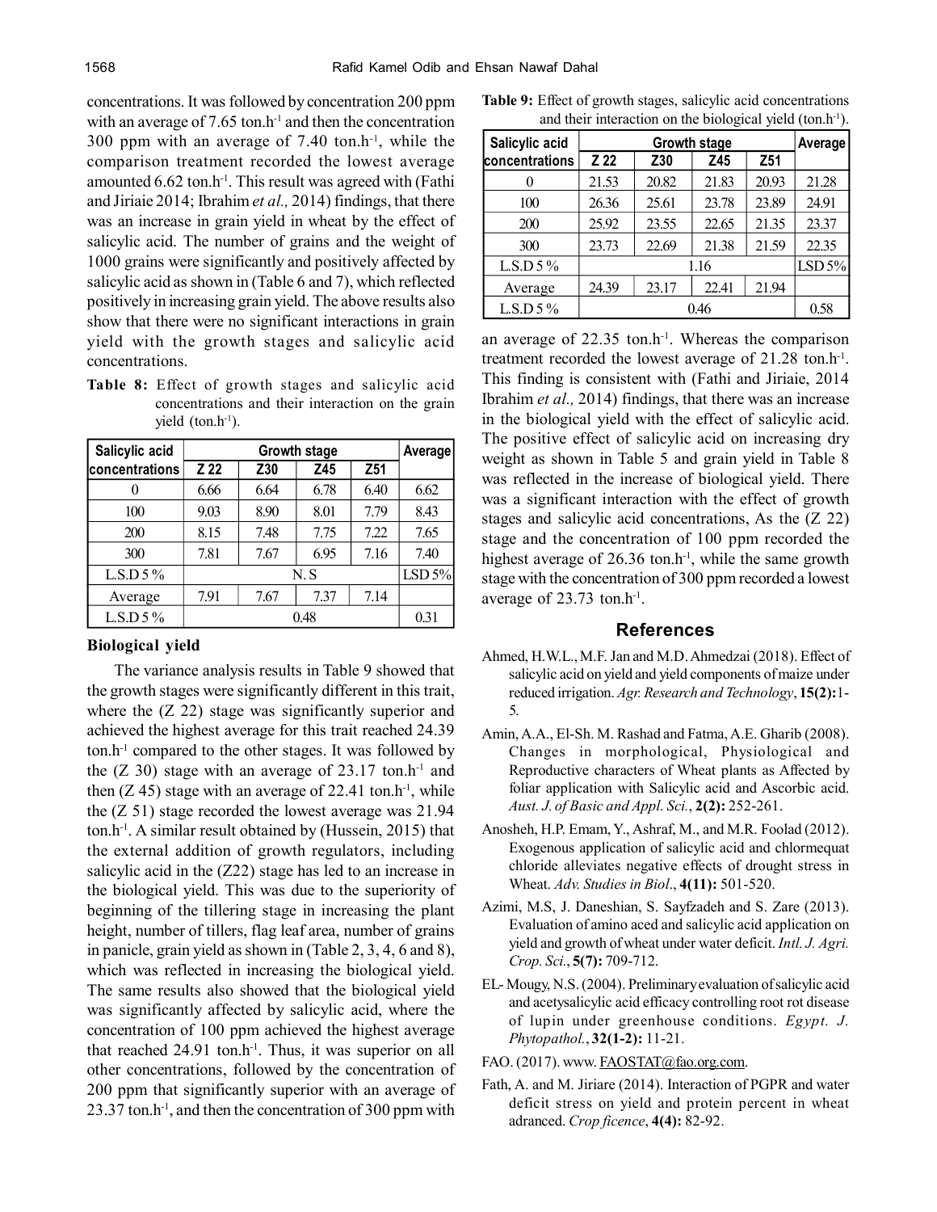concentrations. It was followed by concentration 200 ppm with an average of 7.65 ton.h$^{-1}$ and then the concentration 300 ppm with an average of 7.40 ton.h$^{-1}$, while the comparison treatment recorded the lowest average amounted 6.62 ton.h$^{-1}$. This result was agreed with (Fathi and Jiriaie 2014; Ibrahim *et al.,* 2014) findings, that there was an increase in grain yield in wheat by the effect of salicylic acid. The number of grains and the weight of 1000 grains were significantly and positively affected by salicylic acid as shown in (Table 6 and 7), which reflected positively in increasing grain yield. The above results also show that there were no significant interactions in grain yield with the growth stages and salicylic acid concentrations.

**Table 8:** Effect of growth stages and salicylic acid concentrations and their interaction on the grain yield (ton.h$^{-1}$).

| Salicylic acid concentrations | Growth stage | | | | Average |
|---|---|---|---|---|---|
| | Z 22 | Z30 | Z45 | Z51 | |
| 0 | 6.66 | 6.64 | 6.78 | 6.40 | 6.62 |
| 100 | 9.03 | 8.90 | 8.01 | 7.79 | 8.43 |
| 200 | 8.15 | 7.48 | 7.75 | 7.22 | 7.65 |
| 300 | 7.81 | 7.67 | 6.95 | 7.16 | 7.40 |
| L.S.D 5 % | N. S | | | | LSD 5% |
| Average | 7.91 | 7.67 | 7.37 | 7.14 | |
| L.S.D 5 % | 0.48 | | | | 0.31 |

### Biological yield

The variance analysis results in Table 9 showed that the growth stages were significantly different in this trait, where the (Z 22) stage was significantly superior and achieved the highest average for this trait reached 24.39 ton.h$^{-1}$ compared to the other stages. It was followed by the (Z 30) stage with an average of 23.17 ton.h$^{-1}$ and then (Z 45) stage with an average of 22.41 ton.h$^{-1}$, while the (Z 51) stage recorded the lowest average was 21.94 ton.h$^{-1}$. A similar result obtained by (Hussein, 2015) that the external addition of growth regulators, including salicylic acid in the (Z22) stage has led to an increase in the biological yield. This was due to the superiority of beginning of the tillering stage in increasing the plant height, number of tillers, flag leaf area, number of grains in panicle, grain yield as shown in (Table 2, 3, 4, 6 and 8), which was reflected in increasing the biological yield. The same results also showed that the biological yield was significantly affected by salicylic acid, where the concentration of 100 ppm achieved the highest average that reached 24.91 ton.h$^{-1}$. Thus, it was superior on all other concentrations, followed by the concentration of 200 ppm that significantly superior with an average of 23.37 ton.h$^{-1}$, and then the concentration of 300 ppm with

**Table 9:** Effect of growth stages, salicylic acid concentrations and their interaction on the biological yield (ton.h$^{-1}$).

| Salicylic acid concentrations | Growth stage | | | | Average |
|---|---|---|---|---|---|
| | Z 22 | Z30 | Z45 | Z51 | |
| 0 | 21.53 | 20.82 | 21.83 | 20.93 | 21.28 |
| 100 | 26.36 | 25.61 | 23.78 | 23.89 | 24.91 |
| 200 | 25.92 | 23.55 | 22.65 | 21.35 | 23.37 |
| 300 | 23.73 | 22.69 | 21.38 | 21.59 | 22.35 |
| L.S.D 5 % | 1.16 | | | | LSD 5% |
| Average | 24.39 | 23.17 | 22.41 | 21.94 | |
| L.S.D 5 % | 0.46 | | | | 0.58 |

an average of 22.35 ton.h$^{-1}$. Whereas the comparison treatment recorded the lowest average of 21.28 ton.h$^{-1}$. This finding is consistent with (Fathi and Jiriaie, 2014 Ibrahim *et al.,* 2014) findings, that there was an increase in the biological yield with the effect of salicylic acid. The positive effect of salicylic acid on increasing dry weight as shown in Table 5 and grain yield in Table 8 was reflected in the increase of biological yield. There was a significant interaction with the effect of growth stages and salicylic acid concentrations, As the (Z 22) stage and the concentration of 100 ppm recorded the highest average of 26.36 ton.h$^{-1}$, while the same growth stage with the concentration of 300 ppm recorded a lowest average of 23.73 ton.h$^{-1}$.

## References

Ahmed, H.W.L., M.F. Jan and M.D. Ahmedzai (2018). Effect of salicylic acid on yield and yield components of maize under reduced irrigation. *Agr. Research and Technology*, **15(2):**1-5.

Amin, A.A., El-Sh. M. Rashad and Fatma, A.E. Gharib (2008). Changes in morphological, Physiological and Reproductive characters of Wheat plants as Affected by foliar application with Salicylic acid and Ascorbic acid. *Aust. J. of Basic and Appl. Sci.*, **2(2):** 252-261.

Anosheh, H.P. Emam, Y., Ashraf, M., and M.R. Foolad (2012). Exogenous application of salicylic acid and chlormequat chloride alleviates negative effects of drought stress in Wheat. *Adv. Studies in Biol*., **4(11):** 501-520.

Azimi, M.S, J. Daneshian, S. Sayfzadeh and S. Zare (2013). Evaluation of amino aced and salicylic acid application on yield and growth of wheat under water deficit. *Intl. J. Agri. Crop. Sci.*, **5(7):** 709-712.

EL- Mougy, N.S. (2004). Preliminary evaluation of salicylic acid and acetysalicylic acid efficacy controlling root rot disease of lupin under greenhouse conditions. *Egypt. J. Phytopathol.*, **32(1-2):** 11-21.

FAO. (2017). www. FAOSTAT@fao.org.com.

Fath, A. and M. Jiriare (2014). Interaction of PGPR and water deficit stress on yield and protein percent in wheat adranced. *Crop ficence*, **4(4):** 82-92.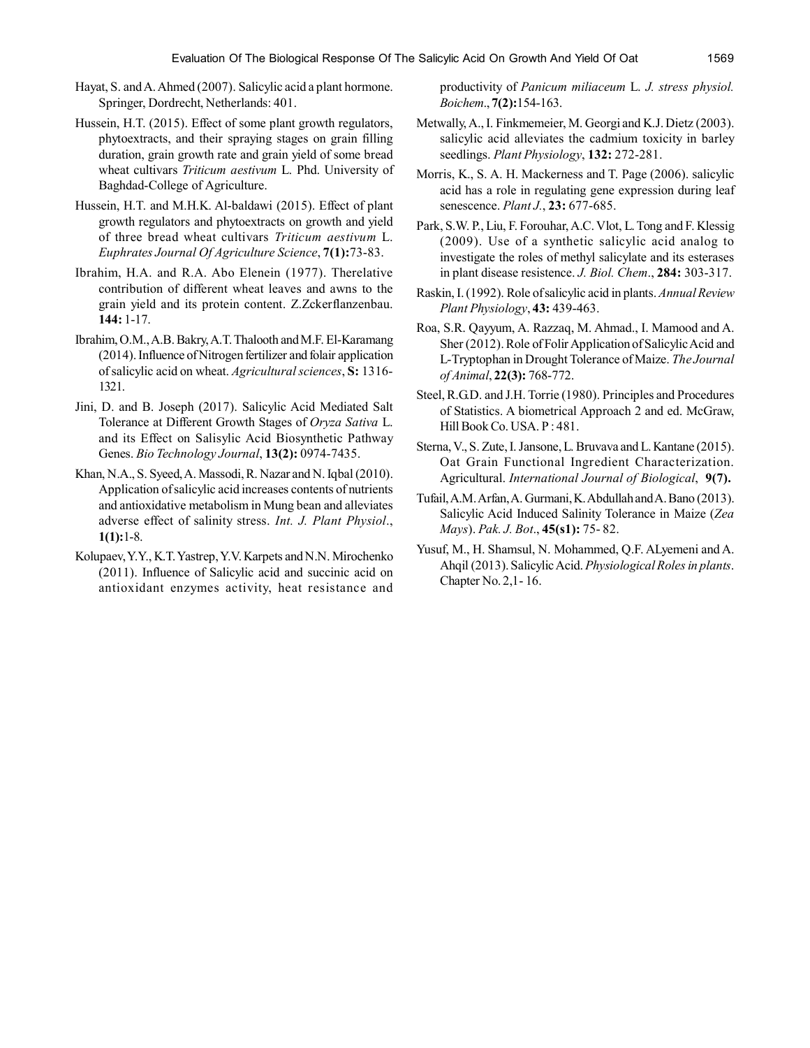Hayat, S. and A. Ahmed (2007). Salicylic acid a plant hormone. Springer, Dordrecht, Netherlands: 401.

Hussein, H.T. (2015). Effect of some plant growth regulators, phytoextracts, and their spraying stages on grain filling duration, grain growth rate and grain yield of some bread wheat cultivars *Triticum aestivum* L. Phd. University of Baghdad-College of Agriculture.

Hussein, H.T. and M.H.K. Al-baldawi (2015). Effect of plant growth regulators and phytoextracts on growth and yield of three bread wheat cultivars *Triticum aestivum* L. *Euphrates Journal Of Agriculture Science*, **7(1):**73-83.

Ibrahim, H.A. and R.A. Abo Elenein (1977). Therelative contribution of different wheat leaves and awns to the grain yield and its protein content. Z.Zckerflanzenbau. **144:** 1-17.

Ibrahim, O.M., A.B. Bakry, A.T. Thalooth and M.F. El-Karamang (2014). Influence of Nitrogen fertilizer and folair application of salicylic acid on wheat. *Agricultural sciences*, **S:** 1316-1321.

Jini, D. and B. Joseph (2017). Salicylic Acid Mediated Salt Tolerance at Different Growth Stages of *Oryza Sativa* L. and its Effect on Salisylic Acid Biosynthetic Pathway Genes. *Bio Technology Journal*, **13(2):** 0974-7435.

Khan, N.A., S. Syeed, A. Massodi, R. Nazar and N. Iqbal (2010). Application of salicylic acid increases contents of nutrients and antioxidative metabolism in Mung bean and alleviates adverse effect of salinity stress. *Int. J. Plant Physiol*., **1(1):**1-8.

Kolupaev, Y.Y., K.T. Yastrep, Y.V. Karpets and N.N. Mirochenko (2011). Influence of Salicylic acid and succinic acid on antioxidant enzymes activity, heat resistance and productivity of *Panicum miliaceum* L. *J. stress physiol. Boichem*., **7(2):**154-163.

Metwally, A., I. Finkmemeier, M. Georgi and K.J. Dietz (2003). salicylic acid alleviates the cadmium toxicity in barley seedlings. *Plant Physiology*, **132:** 272-281.

Morris, K., S. A. H. Mackerness and T. Page (2006). salicylic acid has a role in regulating gene expression during leaf senescence. *Plant J.*, **23:** 677-685.

Park, S.W. P., Liu, F. Forouhar, A.C. Vlot, L. Tong and F. Klessig (2009). Use of a synthetic salicylic acid analog to investigate the roles of methyl salicylate and its esterases in plant disease resistence. *J. Biol. Chem*., **284:** 303-317.

Raskin, I. (1992). Role of salicylic acid in plants. *Annual Review Plant Physiology*, **43:** 439-463.

Roa, S.R. Qayyum, A. Razzaq, M. Ahmad., I. Mamood and A. Sher (2012). Role of Folir Application of Salicylic Acid and L-Tryptophan in Drought Tolerance of Maize. *The Journal of Animal*, **22(3):** 768-772.

Steel, R.G.D. and J.H. Torrie (1980). Principles and Procedures of Statistics. A biometrical Approach 2 and ed. McGraw, Hill Book Co. USA. P : 481.

Sterna, V., S. Zute, I. Jansone, L. Bruvava and L. Kantane (2015). Oat Grain Functional Ingredient Characterization. Agricultural. *International Journal of Biological*, **9(7).**

Tufail, A.M. Arfan, A. Gurmani, K. Abdullah and A. Bano (2013). Salicylic Acid Induced Salinity Tolerance in Maize (*Zea Mays*). *Pak. J. Bot*., **45(s1):** 75- 82.

Yusuf, M., H. Shamsul, N. Mohammed, Q.F. ALyemeni and A. Ahqil (2013). Salicylic Acid. *Physiological Roles in plants*. Chapter No. 2,1- 16.